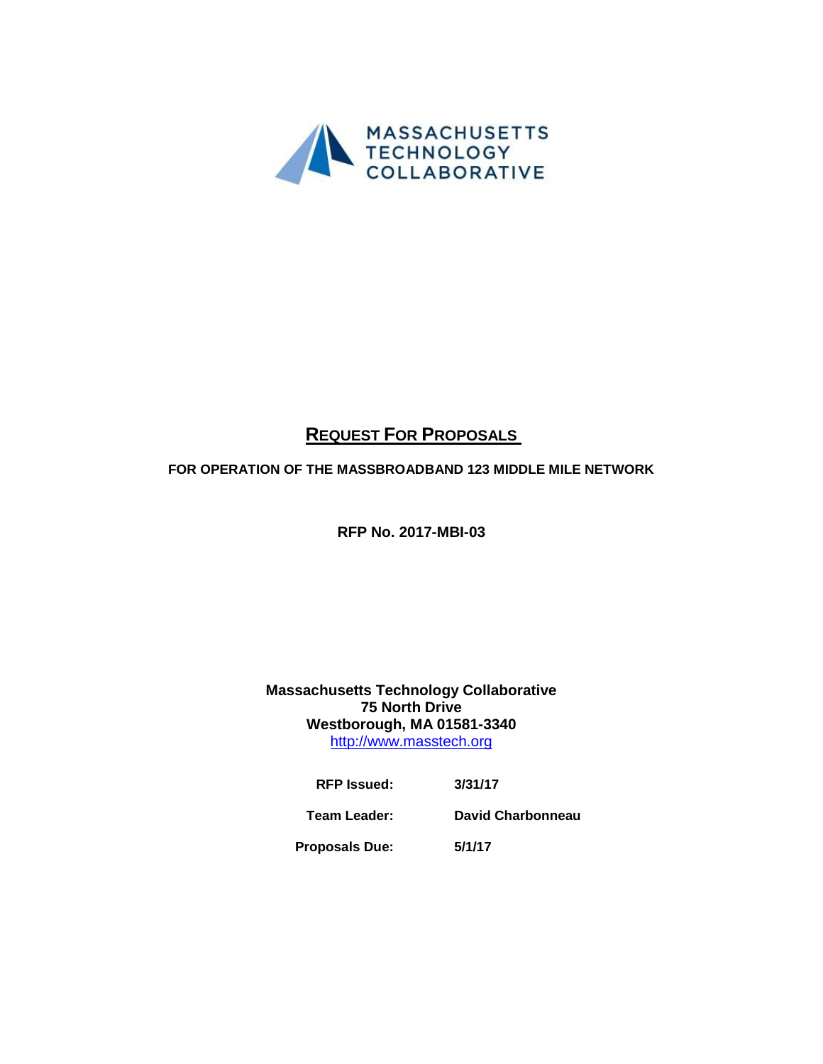MASSACHUSETTS TECHNOLOGY COLLABORATIVE

# REQUEST FOR PROPOSALS

**FOR OPERATION OF THE MASSBROADBAND 123 MIDDLE MILE NETWORK**

**RFP No. 2017-MBI-03**

**Massachusetts Technology Collaborative**
**75 North Drive**
**Westborough, MA 01581-3340**
http://www.masstech.org

| | |
|---|---|
| **RFP Issued:** | **3/31/17** |
| **Team Leader:** | **David Charbonneau** |
| **Proposals Due:** | **5/1/17** |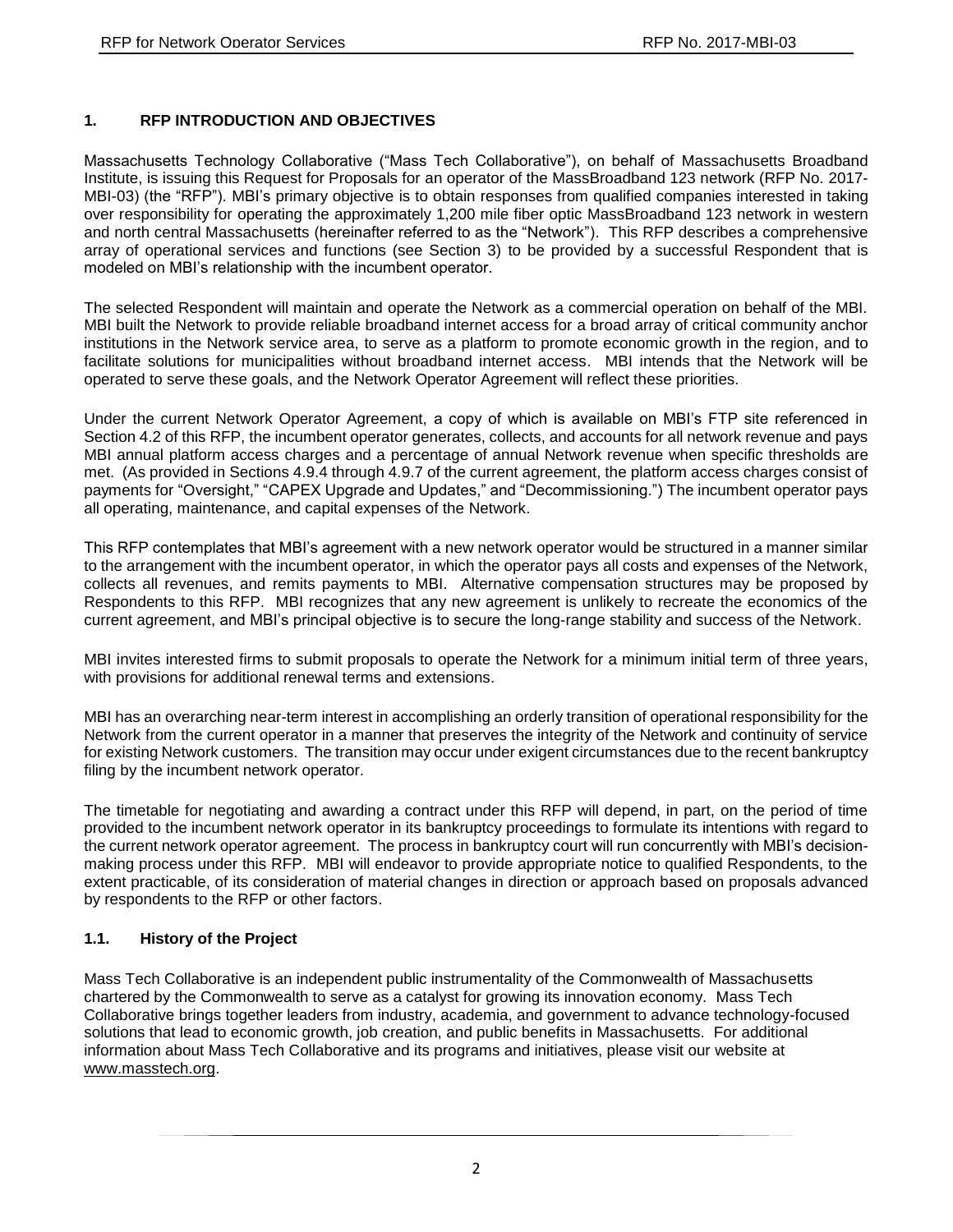## 1. RFP INTRODUCTION AND OBJECTIVES

Massachusetts Technology Collaborative ("Mass Tech Collaborative"), on behalf of Massachusetts Broadband Institute, is issuing this Request for Proposals for an operator of the MassBroadband 123 network (RFP No. 2017-MBI-03) (the "RFP"). MBI's primary objective is to obtain responses from qualified companies interested in taking over responsibility for operating the approximately 1,200 mile fiber optic MassBroadband 123 network in western and north central Massachusetts (hereinafter referred to as the "Network"). This RFP describes a comprehensive array of operational services and functions (see Section 3) to be provided by a successful Respondent that is modeled on MBI's relationship with the incumbent operator.

The selected Respondent will maintain and operate the Network as a commercial operation on behalf of the MBI. MBI built the Network to provide reliable broadband internet access for a broad array of critical community anchor institutions in the Network service area, to serve as a platform to promote economic growth in the region, and to facilitate solutions for municipalities without broadband internet access. MBI intends that the Network will be operated to serve these goals, and the Network Operator Agreement will reflect these priorities.

Under the current Network Operator Agreement, a copy of which is available on MBI's FTP site referenced in Section 4.2 of this RFP, the incumbent operator generates, collects, and accounts for all network revenue and pays MBI annual platform access charges and a percentage of annual Network revenue when specific thresholds are met. (As provided in Sections 4.9.4 through 4.9.7 of the current agreement, the platform access charges consist of payments for "Oversight," "CAPEX Upgrade and Updates," and "Decommissioning.") The incumbent operator pays all operating, maintenance, and capital expenses of the Network.

This RFP contemplates that MBI's agreement with a new network operator would be structured in a manner similar to the arrangement with the incumbent operator, in which the operator pays all costs and expenses of the Network, collects all revenues, and remits payments to MBI. Alternative compensation structures may be proposed by Respondents to this RFP. MBI recognizes that any new agreement is unlikely to recreate the economics of the current agreement, and MBI's principal objective is to secure the long-range stability and success of the Network.

MBI invites interested firms to submit proposals to operate the Network for a minimum initial term of three years, with provisions for additional renewal terms and extensions.

MBI has an overarching near-term interest in accomplishing an orderly transition of operational responsibility for the Network from the current operator in a manner that preserves the integrity of the Network and continuity of service for existing Network customers. The transition may occur under exigent circumstances due to the recent bankruptcy filing by the incumbent network operator.

The timetable for negotiating and awarding a contract under this RFP will depend, in part, on the period of time provided to the incumbent network operator in its bankruptcy proceedings to formulate its intentions with regard to the current network operator agreement. The process in bankruptcy court will run concurrently with MBI's decision-making process under this RFP. MBI will endeavor to provide appropriate notice to qualified Respondents, to the extent practicable, of its consideration of material changes in direction or approach based on proposals advanced by respondents to the RFP or other factors.

### 1.1. History of the Project

Mass Tech Collaborative is an independent public instrumentality of the Commonwealth of Massachusetts chartered by the Commonwealth to serve as a catalyst for growing its innovation economy. Mass Tech Collaborative brings together leaders from industry, academia, and government to advance technology-focused solutions that lead to economic growth, job creation, and public benefits in Massachusetts. For additional information about Mass Tech Collaborative and its programs and initiatives, please visit our website at www.masstech.org.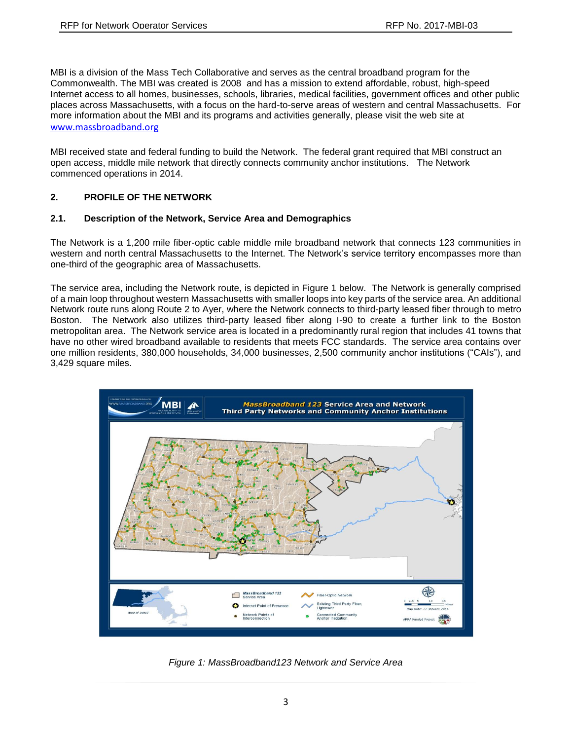MBI is a division of the Mass Tech Collaborative and serves as the central broadband program for the Commonwealth. The MBI was created is 2008 and has a mission to extend affordable, robust, high-speed Internet access to all homes, businesses, schools, libraries, medical facilities, government offices and other public places across Massachusetts, with a focus on the hard-to-serve areas of western and central Massachusetts. For more information about the MBI and its programs and activities generally, please visit the web site at www.massbroadband.org

MBI received state and federal funding to build the Network. The federal grant required that MBI construct an open access, middle mile network that directly connects community anchor institutions. The Network commenced operations in 2014.

## 2. PROFILE OF THE NETWORK

### 2.1. Description of the Network, Service Area and Demographics

The Network is a 1,200 mile fiber-optic cable middle mile broadband network that connects 123 communities in western and north central Massachusetts to the Internet. The Network's service territory encompasses more than one-third of the geographic area of Massachusetts.

The service area, including the Network route, is depicted in Figure 1 below. The Network is generally comprised of a main loop throughout western Massachusetts with smaller loops into key parts of the service area. An additional Network route runs along Route 2 to Ayer, where the Network connects to third-party leased fiber through to metro Boston. The Network also utilizes third-party leased fiber along I-90 to create a further link to the Boston metropolitan area. The Network service area is located in a predominantly rural region that includes 41 towns that have no other wired broadband available to residents that meets FCC standards. The service area contains over one million residents, 380,000 households, 34,000 businesses, 2,500 community anchor institutions ("CAIs"), and 3,429 square miles.

*Figure 1: MassBroadband123 Network and Service Area*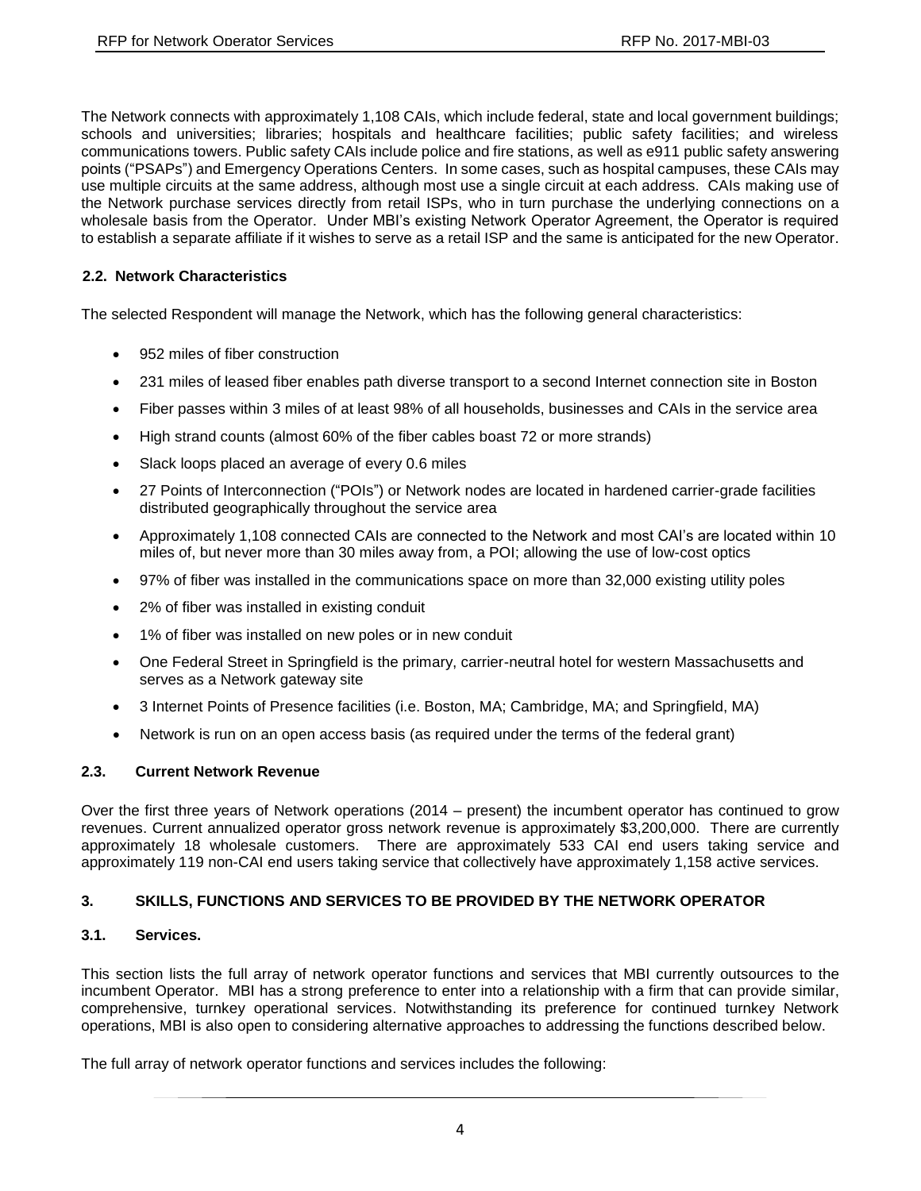The Network connects with approximately 1,108 CAIs, which include federal, state and local government buildings; schools and universities; libraries; hospitals and healthcare facilities; public safety facilities; and wireless communications towers. Public safety CAIs include police and fire stations, as well as e911 public safety answering points ("PSAPs") and Emergency Operations Centers. In some cases, such as hospital campuses, these CAIs may use multiple circuits at the same address, although most use a single circuit at each address. CAIs making use of the Network purchase services directly from retail ISPs, who in turn purchase the underlying connections on a wholesale basis from the Operator. Under MBI's existing Network Operator Agreement, the Operator is required to establish a separate affiliate if it wishes to serve as a retail ISP and the same is anticipated for the new Operator.

### 2.2. Network Characteristics

The selected Respondent will manage the Network, which has the following general characteristics:

- 952 miles of fiber construction
- 231 miles of leased fiber enables path diverse transport to a second Internet connection site in Boston
- Fiber passes within 3 miles of at least 98% of all households, businesses and CAIs in the service area
- High strand counts (almost 60% of the fiber cables boast 72 or more strands)
- Slack loops placed an average of every 0.6 miles
- 27 Points of Interconnection ("POIs") or Network nodes are located in hardened carrier-grade facilities distributed geographically throughout the service area
- Approximately 1,108 connected CAIs are connected to the Network and most CAI's are located within 10 miles of, but never more than 30 miles away from, a POI; allowing the use of low-cost optics
- 97% of fiber was installed in the communications space on more than 32,000 existing utility poles
- 2% of fiber was installed in existing conduit
- 1% of fiber was installed on new poles or in new conduit
- One Federal Street in Springfield is the primary, carrier-neutral hotel for western Massachusetts and serves as a Network gateway site
- 3 Internet Points of Presence facilities (i.e. Boston, MA; Cambridge, MA; and Springfield, MA)
- Network is run on an open access basis (as required under the terms of the federal grant)

### 2.3. Current Network Revenue

Over the first three years of Network operations (2014 – present) the incumbent operator has continued to grow revenues. Current annualized operator gross network revenue is approximately $3,200,000. There are currently approximately 18 wholesale customers. There are approximately 533 CAI end users taking service and approximately 119 non-CAI end users taking service that collectively have approximately 1,158 active services.

## 3. SKILLS, FUNCTIONS AND SERVICES TO BE PROVIDED BY THE NETWORK OPERATOR

### 3.1. Services.

This section lists the full array of network operator functions and services that MBI currently outsources to the incumbent Operator. MBI has a strong preference to enter into a relationship with a firm that can provide similar, comprehensive, turnkey operational services. Notwithstanding its preference for continued turnkey Network operations, MBI is also open to considering alternative approaches to addressing the functions described below.

The full array of network operator functions and services includes the following: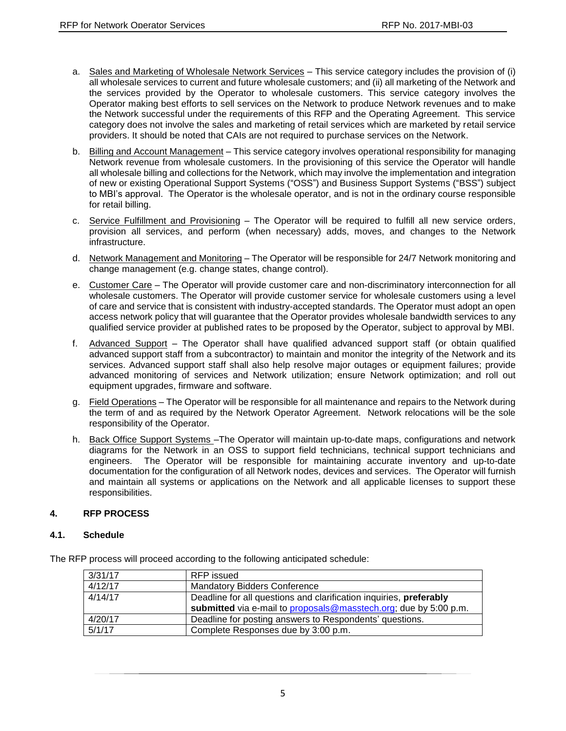a. Sales and Marketing of Wholesale Network Services – This service category includes the provision of (i) all wholesale services to current and future wholesale customers; and (ii) all marketing of the Network and the services provided by the Operator to wholesale customers. This service category involves the Operator making best efforts to sell services on the Network to produce Network revenues and to make the Network successful under the requirements of this RFP and the Operating Agreement. This service category does not involve the sales and marketing of retail services which are marketed by retail service providers. It should be noted that CAIs are not required to purchase services on the Network.

b. Billing and Account Management – This service category involves operational responsibility for managing Network revenue from wholesale customers. In the provisioning of this service the Operator will handle all wholesale billing and collections for the Network, which may involve the implementation and integration of new or existing Operational Support Systems ("OSS") and Business Support Systems ("BSS") subject to MBI's approval. The Operator is the wholesale operator, and is not in the ordinary course responsible for retail billing.

c. Service Fulfillment and Provisioning – The Operator will be required to fulfill all new service orders, provision all services, and perform (when necessary) adds, moves, and changes to the Network infrastructure.

d. Network Management and Monitoring – The Operator will be responsible for 24/7 Network monitoring and change management (e.g. change states, change control).

e. Customer Care – The Operator will provide customer care and non-discriminatory interconnection for all wholesale customers. The Operator will provide customer service for wholesale customers using a level of care and service that is consistent with industry-accepted standards. The Operator must adopt an open access network policy that will guarantee that the Operator provides wholesale bandwidth services to any qualified service provider at published rates to be proposed by the Operator, subject to approval by MBI.

f. Advanced Support – The Operator shall have qualified advanced support staff (or obtain qualified advanced support staff from a subcontractor) to maintain and monitor the integrity of the Network and its services. Advanced support staff shall also help resolve major outages or equipment failures; provide advanced monitoring of services and Network utilization; ensure Network optimization; and roll out equipment upgrades, firmware and software.

g. Field Operations – The Operator will be responsible for all maintenance and repairs to the Network during the term of and as required by the Network Operator Agreement. Network relocations will be the sole responsibility of the Operator.

h. Back Office Support Systems –The Operator will maintain up-to-date maps, configurations and network diagrams for the Network in an OSS to support field technicians, technical support technicians and engineers. The Operator will be responsible for maintaining accurate inventory and up-to-date documentation for the configuration of all Network nodes, devices and services. The Operator will furnish and maintain all systems or applications on the Network and all applicable licenses to support these responsibilities.

## 4. RFP PROCESS

### 4.1. Schedule

The RFP process will proceed according to the following anticipated schedule:

| | |
|---|---|
| 3/31/17 | RFP issued |
| 4/12/17 | Mandatory Bidders Conference |
| 4/14/17 | Deadline for all questions and clarification inquiries, **preferably submitted** via e-mail to proposals@masstech.org; due by 5:00 p.m. |
| 4/20/17 | Deadline for posting answers to Respondents' questions. |
| 5/1/17 | Complete Responses due by 3:00 p.m. |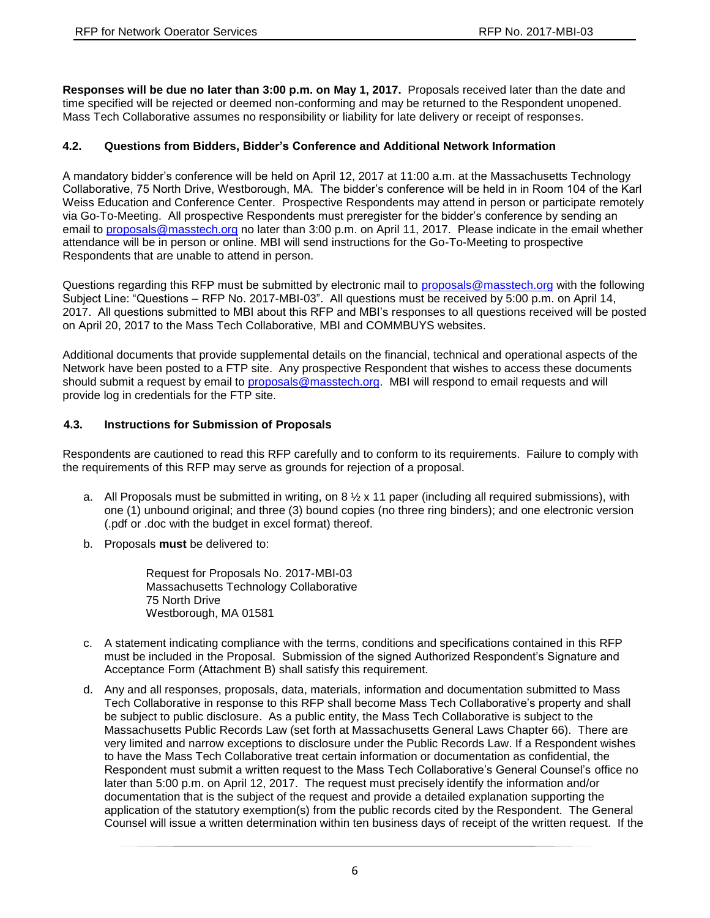**Responses will be due no later than 3:00 p.m. on May 1, 2017.** Proposals received later than the date and time specified will be rejected or deemed non-conforming and may be returned to the Respondent unopened. Mass Tech Collaborative assumes no responsibility or liability for late delivery or receipt of responses.

### 4.2. Questions from Bidders, Bidder's Conference and Additional Network Information

A mandatory bidder's conference will be held on April 12, 2017 at 11:00 a.m. at the Massachusetts Technology Collaborative, 75 North Drive, Westborough, MA. The bidder's conference will be held in in Room 104 of the Karl Weiss Education and Conference Center. Prospective Respondents may attend in person or participate remotely via Go-To-Meeting. All prospective Respondents must preregister for the bidder's conference by sending an email to [proposals@masstech.org](mailto:proposals@masstech.org) no later than 3:00 p.m. on April 11, 2017. Please indicate in the email whether attendance will be in person or online. MBI will send instructions for the Go-To-Meeting to prospective Respondents that are unable to attend in person.

Questions regarding this RFP must be submitted by electronic mail to [proposals@masstech.org](mailto:proposals@masstech.org) with the following Subject Line: "Questions – RFP No. 2017-MBI-03". All questions must be received by 5:00 p.m. on April 14, 2017. All questions submitted to MBI about this RFP and MBI's responses to all questions received will be posted on April 20, 2017 to the Mass Tech Collaborative, MBI and COMMBUYS websites.

Additional documents that provide supplemental details on the financial, technical and operational aspects of the Network have been posted to a FTP site. Any prospective Respondent that wishes to access these documents should submit a request by email to [proposals@masstech.org](mailto:proposals@masstech.org). MBI will respond to email requests and will provide log in credentials for the FTP site.

### 4.3. Instructions for Submission of Proposals

Respondents are cautioned to read this RFP carefully and to conform to its requirements. Failure to comply with the requirements of this RFP may serve as grounds for rejection of a proposal.

a. All Proposals must be submitted in writing, on 8 ½ x 11 paper (including all required submissions), with one (1) unbound original; and three (3) bound copies (no three ring binders); and one electronic version (.pdf or .doc with the budget in excel format) thereof.

b. Proposals **must** be delivered to:

   Request for Proposals No. 2017-MBI-03
   Massachusetts Technology Collaborative
   75 North Drive
   Westborough, MA 01581

c. A statement indicating compliance with the terms, conditions and specifications contained in this RFP must be included in the Proposal. Submission of the signed Authorized Respondent's Signature and Acceptance Form (Attachment B) shall satisfy this requirement.

d. Any and all responses, proposals, data, materials, information and documentation submitted to Mass Tech Collaborative in response to this RFP shall become Mass Tech Collaborative's property and shall be subject to public disclosure. As a public entity, the Mass Tech Collaborative is subject to the Massachusetts Public Records Law (set forth at Massachusetts General Laws Chapter 66). There are very limited and narrow exceptions to disclosure under the Public Records Law. If a Respondent wishes to have the Mass Tech Collaborative treat certain information or documentation as confidential, the Respondent must submit a written request to the Mass Tech Collaborative's General Counsel's office no later than 5:00 p.m. on April 12, 2017. The request must precisely identify the information and/or documentation that is the subject of the request and provide a detailed explanation supporting the application of the statutory exemption(s) from the public records cited by the Respondent. The General Counsel will issue a written determination within ten business days of receipt of the written request. If the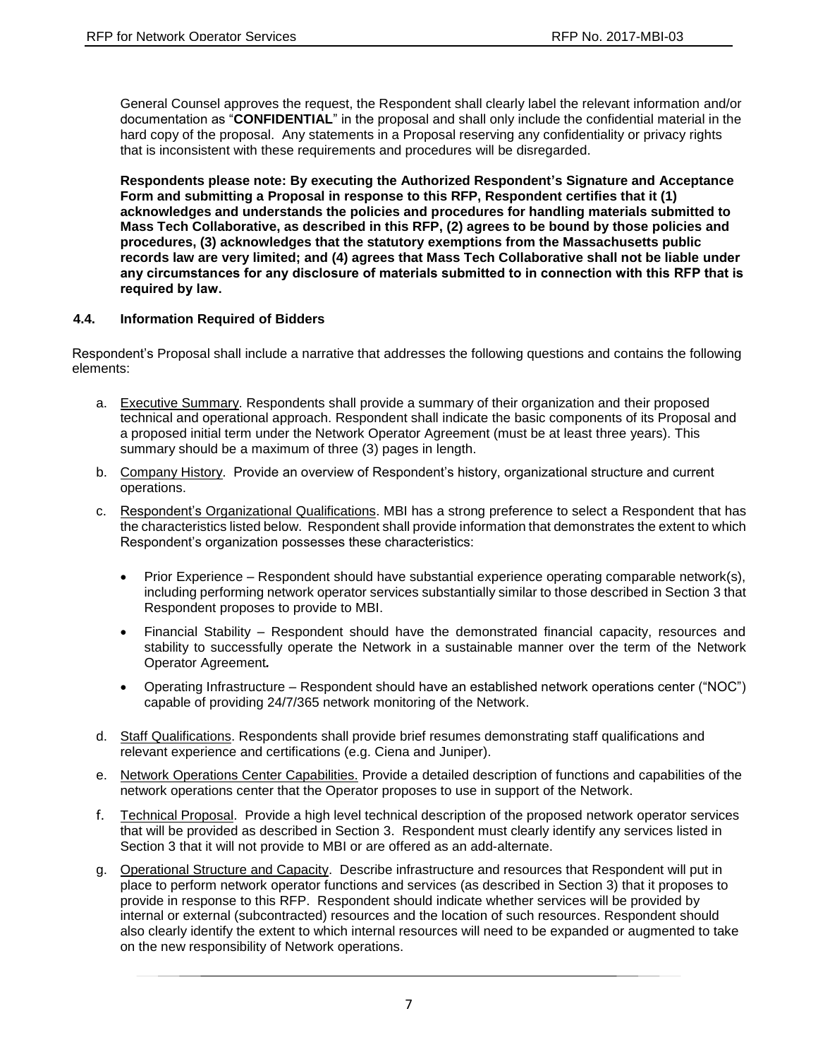General Counsel approves the request, the Respondent shall clearly label the relevant information and/or documentation as "**CONFIDENTIAL**" in the proposal and shall only include the confidential material in the hard copy of the proposal. Any statements in a Proposal reserving any confidentiality or privacy rights that is inconsistent with these requirements and procedures will be disregarded.

**Respondents please note: By executing the Authorized Respondent's Signature and Acceptance Form and submitting a Proposal in response to this RFP, Respondent certifies that it (1) acknowledges and understands the policies and procedures for handling materials submitted to Mass Tech Collaborative, as described in this RFP, (2) agrees to be bound by those policies and procedures, (3) acknowledges that the statutory exemptions from the Massachusetts public records law are very limited; and (4) agrees that Mass Tech Collaborative shall not be liable under any circumstances for any disclosure of materials submitted to in connection with this RFP that is required by law.**

### 4.4. Information Required of Bidders

Respondent's Proposal shall include a narrative that addresses the following questions and contains the following elements:

a. Executive Summary. Respondents shall provide a summary of their organization and their proposed technical and operational approach. Respondent shall indicate the basic components of its Proposal and a proposed initial term under the Network Operator Agreement (must be at least three years). This summary should be a maximum of three (3) pages in length.

b. Company History. Provide an overview of Respondent's history, organizational structure and current operations.

c. Respondent's Organizational Qualifications. MBI has a strong preference to select a Respondent that has the characteristics listed below. Respondent shall provide information that demonstrates the extent to which Respondent's organization possesses these characteristics:

   - Prior Experience – Respondent should have substantial experience operating comparable network(s), including performing network operator services substantially similar to those described in Section 3 that Respondent proposes to provide to MBI.
   - Financial Stability – Respondent should have the demonstrated financial capacity, resources and stability to successfully operate the Network in a sustainable manner over the term of the Network Operator Agreement*.*
   - Operating Infrastructure – Respondent should have an established network operations center ("NOC") capable of providing 24/7/365 network monitoring of the Network.

d. Staff Qualifications. Respondents shall provide brief resumes demonstrating staff qualifications and relevant experience and certifications (e.g. Ciena and Juniper).

e. Network Operations Center Capabilities. Provide a detailed description of functions and capabilities of the network operations center that the Operator proposes to use in support of the Network.

f. Technical Proposal. Provide a high level technical description of the proposed network operator services that will be provided as described in Section 3. Respondent must clearly identify any services listed in Section 3 that it will not provide to MBI or are offered as an add-alternate.

g. Operational Structure and Capacity. Describe infrastructure and resources that Respondent will put in place to perform network operator functions and services (as described in Section 3) that it proposes to provide in response to this RFP. Respondent should indicate whether services will be provided by internal or external (subcontracted) resources and the location of such resources. Respondent should also clearly identify the extent to which internal resources will need to be expanded or augmented to take on the new responsibility of Network operations.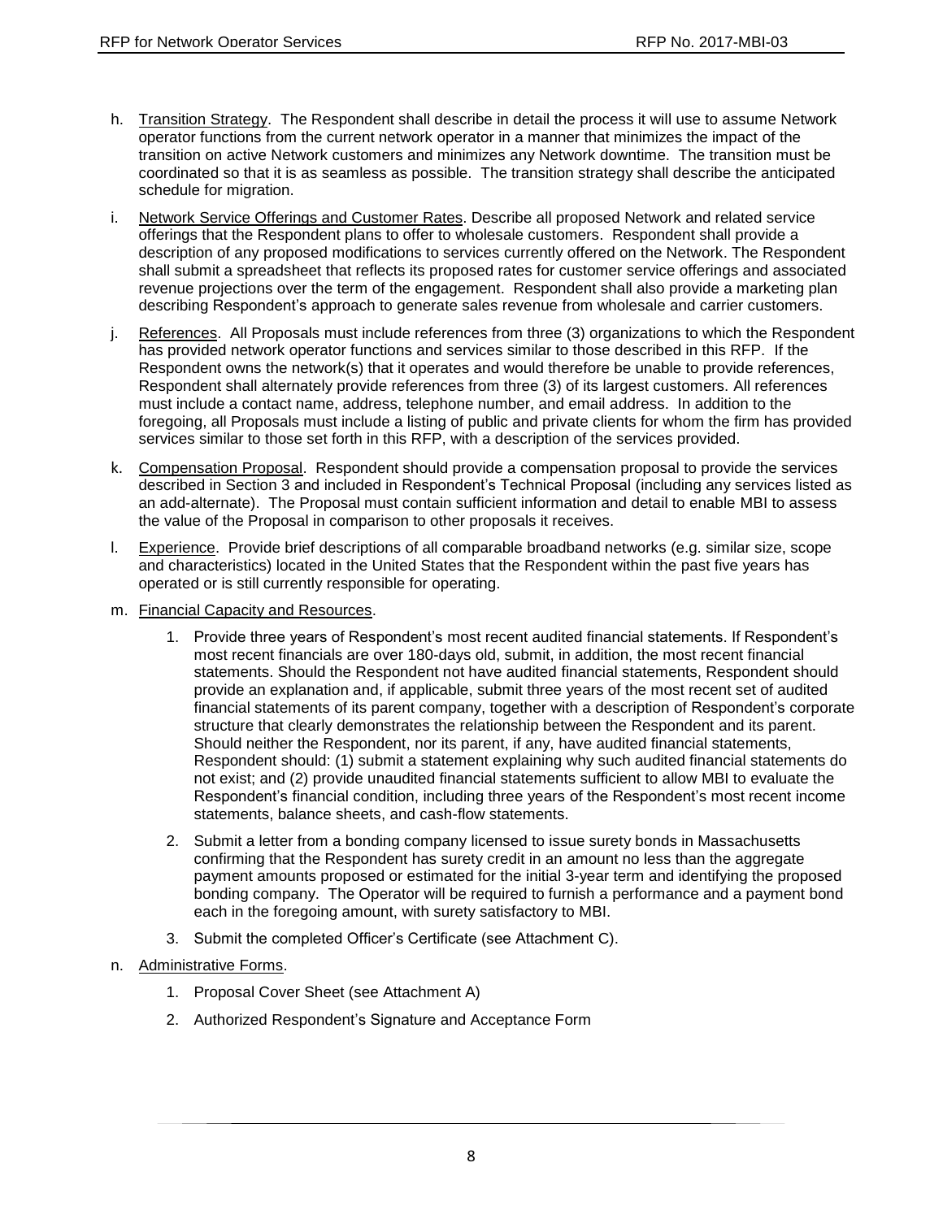h. Transition Strategy. The Respondent shall describe in detail the process it will use to assume Network operator functions from the current network operator in a manner that minimizes the impact of the transition on active Network customers and minimizes any Network downtime. The transition must be coordinated so that it is as seamless as possible. The transition strategy shall describe the anticipated schedule for migration.

i. Network Service Offerings and Customer Rates. Describe all proposed Network and related service offerings that the Respondent plans to offer to wholesale customers. Respondent shall provide a description of any proposed modifications to services currently offered on the Network. The Respondent shall submit a spreadsheet that reflects its proposed rates for customer service offerings and associated revenue projections over the term of the engagement. Respondent shall also provide a marketing plan describing Respondent's approach to generate sales revenue from wholesale and carrier customers.

j. References. All Proposals must include references from three (3) organizations to which the Respondent has provided network operator functions and services similar to those described in this RFP. If the Respondent owns the network(s) that it operates and would therefore be unable to provide references, Respondent shall alternately provide references from three (3) of its largest customers. All references must include a contact name, address, telephone number, and email address. In addition to the foregoing, all Proposals must include a listing of public and private clients for whom the firm has provided services similar to those set forth in this RFP, with a description of the services provided.

k. Compensation Proposal. Respondent should provide a compensation proposal to provide the services described in Section 3 and included in Respondent's Technical Proposal (including any services listed as an add-alternate). The Proposal must contain sufficient information and detail to enable MBI to assess the value of the Proposal in comparison to other proposals it receives.

l. Experience. Provide brief descriptions of all comparable broadband networks (e.g. similar size, scope and characteristics) located in the United States that the Respondent within the past five years has operated or is still currently responsible for operating.

m. Financial Capacity and Resources.

   1. Provide three years of Respondent's most recent audited financial statements. If Respondent's most recent financials are over 180-days old, submit, in addition, the most recent financial statements. Should the Respondent not have audited financial statements, Respondent should provide an explanation and, if applicable, submit three years of the most recent set of audited financial statements of its parent company, together with a description of Respondent's corporate structure that clearly demonstrates the relationship between the Respondent and its parent. Should neither the Respondent, nor its parent, if any, have audited financial statements, Respondent should: (1) submit a statement explaining why such audited financial statements do not exist; and (2) provide unaudited financial statements sufficient to allow MBI to evaluate the Respondent's financial condition, including three years of the Respondent's most recent income statements, balance sheets, and cash-flow statements.

   2. Submit a letter from a bonding company licensed to issue surety bonds in Massachusetts confirming that the Respondent has surety credit in an amount no less than the aggregate payment amounts proposed or estimated for the initial 3-year term and identifying the proposed bonding company. The Operator will be required to furnish a performance and a payment bond each in the foregoing amount, with surety satisfactory to MBI.

   3. Submit the completed Officer's Certificate (see Attachment C).

n. Administrative Forms.

   1. Proposal Cover Sheet (see Attachment A)

   2. Authorized Respondent's Signature and Acceptance Form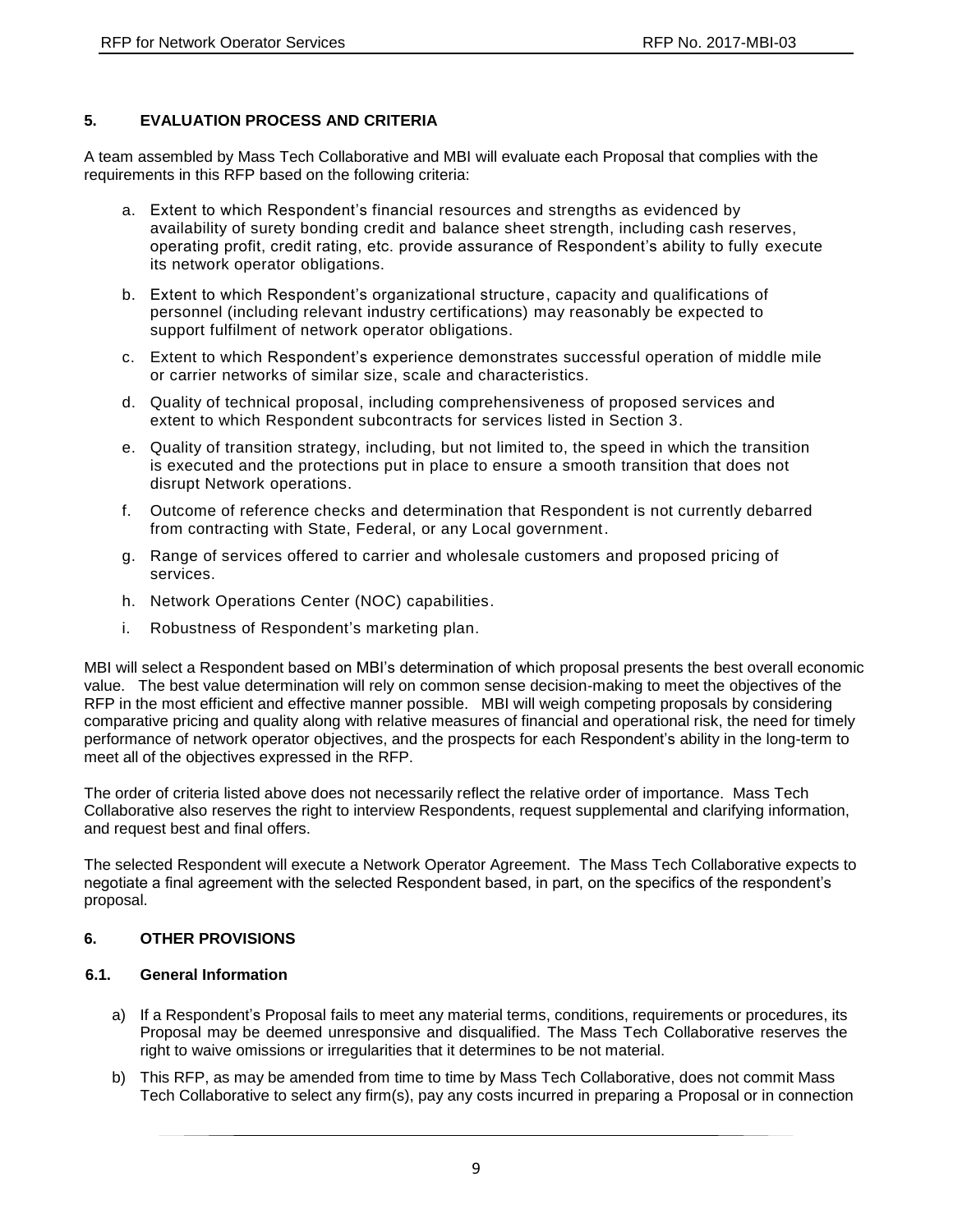## 5. EVALUATION PROCESS AND CRITERIA

A team assembled by Mass Tech Collaborative and MBI will evaluate each Proposal that complies with the requirements in this RFP based on the following criteria:

a. Extent to which Respondent's financial resources and strengths as evidenced by availability of surety bonding credit and balance sheet strength, including cash reserves, operating profit, credit rating, etc. provide assurance of Respondent's ability to fully execute its network operator obligations.

b. Extent to which Respondent's organizational structure, capacity and qualifications of personnel (including relevant industry certifications) may reasonably be expected to support fulfilment of network operator obligations.

c. Extent to which Respondent's experience demonstrates successful operation of middle mile or carrier networks of similar size, scale and characteristics.

d. Quality of technical proposal, including comprehensiveness of proposed services and extent to which Respondent subcontracts for services listed in Section 3.

e. Quality of transition strategy, including, but not limited to, the speed in which the transition is executed and the protections put in place to ensure a smooth transition that does not disrupt Network operations.

f. Outcome of reference checks and determination that Respondent is not currently debarred from contracting with State, Federal, or any Local government.

g. Range of services offered to carrier and wholesale customers and proposed pricing of services.

h. Network Operations Center (NOC) capabilities.

i. Robustness of Respondent's marketing plan.

MBI will select a Respondent based on MBI's determination of which proposal presents the best overall economic value. The best value determination will rely on common sense decision-making to meet the objectives of the RFP in the most efficient and effective manner possible. MBI will weigh competing proposals by considering comparative pricing and quality along with relative measures of financial and operational risk, the need for timely performance of network operator objectives, and the prospects for each Respondent's ability in the long-term to meet all of the objectives expressed in the RFP.

The order of criteria listed above does not necessarily reflect the relative order of importance. Mass Tech Collaborative also reserves the right to interview Respondents, request supplemental and clarifying information, and request best and final offers.

The selected Respondent will execute a Network Operator Agreement. The Mass Tech Collaborative expects to negotiate a final agreement with the selected Respondent based, in part, on the specifics of the respondent's proposal.

## 6. OTHER PROVISIONS

### 6.1. General Information

a) If a Respondent's Proposal fails to meet any material terms, conditions, requirements or procedures, its Proposal may be deemed unresponsive and disqualified. The Mass Tech Collaborative reserves the right to waive omissions or irregularities that it determines to be not material.

b) This RFP, as may be amended from time to time by Mass Tech Collaborative, does not commit Mass Tech Collaborative to select any firm(s), pay any costs incurred in preparing a Proposal or in connection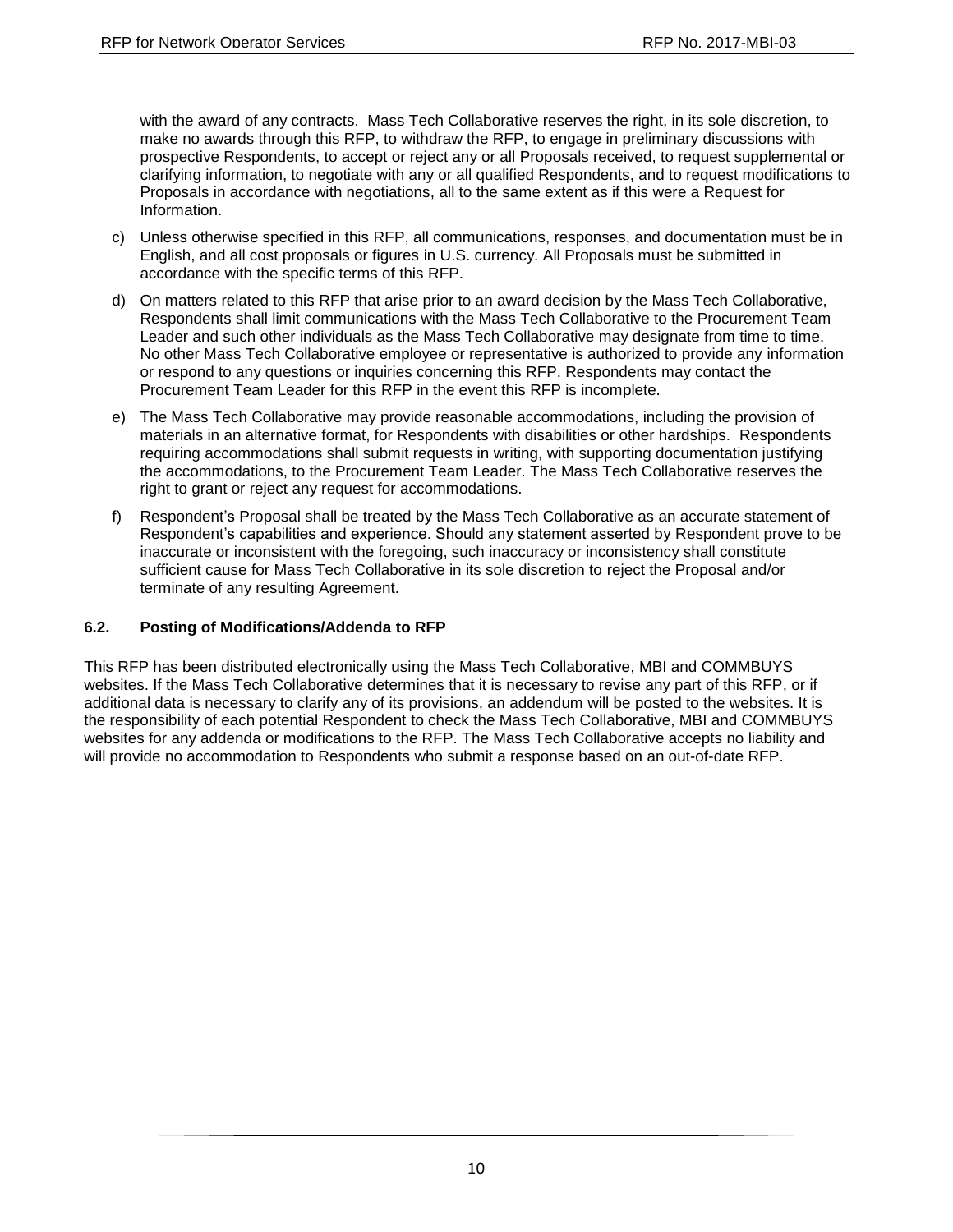with the award of any contracts. Mass Tech Collaborative reserves the right, in its sole discretion, to make no awards through this RFP, to withdraw the RFP, to engage in preliminary discussions with prospective Respondents, to accept or reject any or all Proposals received, to request supplemental or clarifying information, to negotiate with any or all qualified Respondents, and to request modifications to Proposals in accordance with negotiations, all to the same extent as if this were a Request for Information.

c) Unless otherwise specified in this RFP, all communications, responses, and documentation must be in English, and all cost proposals or figures in U.S. currency. All Proposals must be submitted in accordance with the specific terms of this RFP.

d) On matters related to this RFP that arise prior to an award decision by the Mass Tech Collaborative, Respondents shall limit communications with the Mass Tech Collaborative to the Procurement Team Leader and such other individuals as the Mass Tech Collaborative may designate from time to time. No other Mass Tech Collaborative employee or representative is authorized to provide any information or respond to any questions or inquiries concerning this RFP. Respondents may contact the Procurement Team Leader for this RFP in the event this RFP is incomplete.

e) The Mass Tech Collaborative may provide reasonable accommodations, including the provision of materials in an alternative format, for Respondents with disabilities or other hardships. Respondents requiring accommodations shall submit requests in writing, with supporting documentation justifying the accommodations, to the Procurement Team Leader. The Mass Tech Collaborative reserves the right to grant or reject any request for accommodations.

f) Respondent's Proposal shall be treated by the Mass Tech Collaborative as an accurate statement of Respondent's capabilities and experience. Should any statement asserted by Respondent prove to be inaccurate or inconsistent with the foregoing, such inaccuracy or inconsistency shall constitute sufficient cause for Mass Tech Collaborative in its sole discretion to reject the Proposal and/or terminate of any resulting Agreement.

### 6.2. Posting of Modifications/Addenda to RFP

This RFP has been distributed electronically using the Mass Tech Collaborative, MBI and COMMBUYS websites. If the Mass Tech Collaborative determines that it is necessary to revise any part of this RFP, or if additional data is necessary to clarify any of its provisions, an addendum will be posted to the websites. It is the responsibility of each potential Respondent to check the Mass Tech Collaborative, MBI and COMMBUYS websites for any addenda or modifications to the RFP. The Mass Tech Collaborative accepts no liability and will provide no accommodation to Respondents who submit a response based on an out-of-date RFP.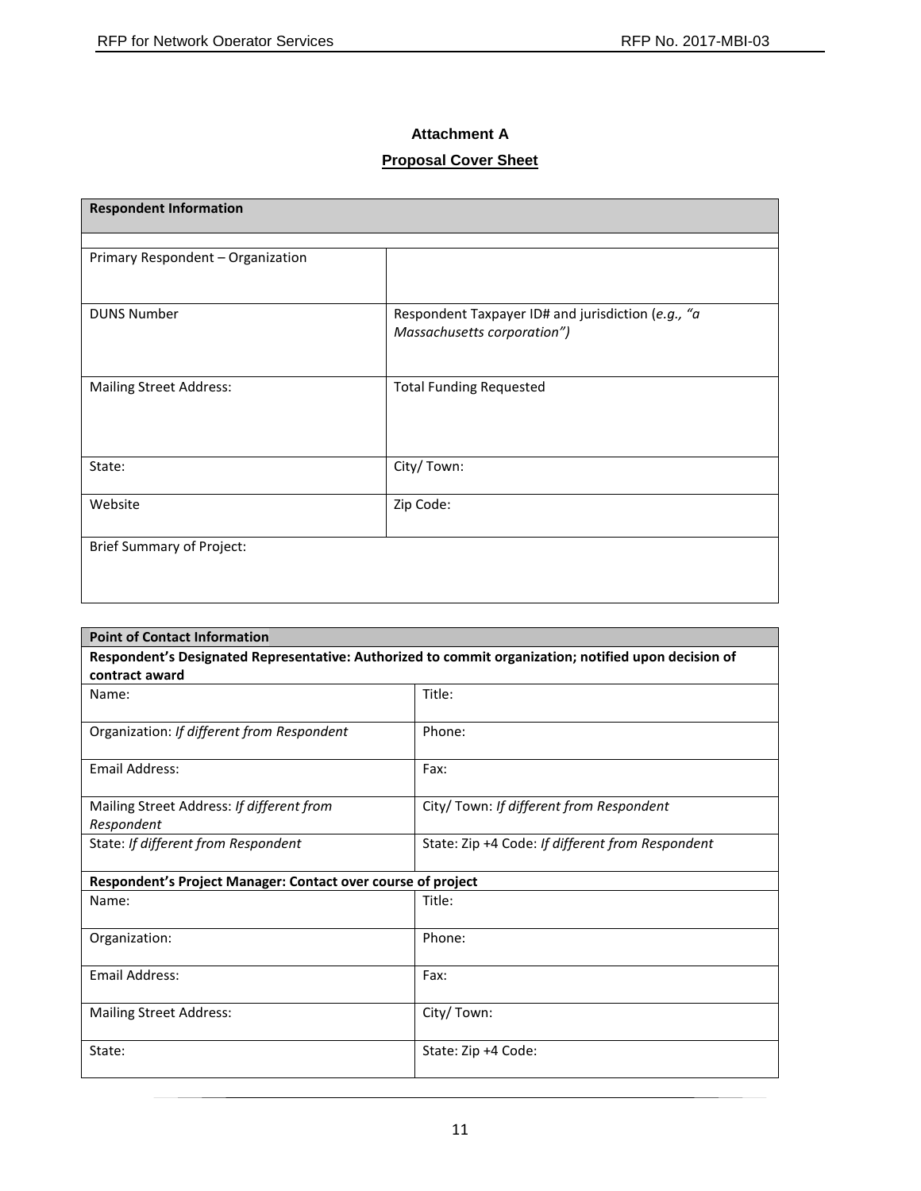**Attachment A**

**Proposal Cover Sheet**

| **Respondent Information** | |
|---|---|
| | |
| Primary Respondent – Organization | |
| DUNS Number | Respondent Taxpayer ID# and jurisdiction (*e.g., "a Massachusetts corporation")* |
| Mailing Street Address: | Total Funding Requested |
| State: | City/ Town: |
| Website | Zip Code: |
| Brief Summary of Project: | |

| **Point of Contact Information** | |
|---|---|
| **Respondent's Designated Representative: Authorized to commit organization; notified upon decision of contract award** | |
| Name: | Title: |
| Organization: *If different from Respondent* | Phone: |
| Email Address: | Fax: |
| Mailing Street Address: *If different from Respondent* | City/ Town: *If different from Respondent* |
| State: *If different from Respondent* | State: Zip +4 Code: *If different from Respondent* |
| **Respondent's Project Manager: Contact over course of project** | |
| Name: | Title: |
| Organization: | Phone: |
| Email Address: | Fax: |
| Mailing Street Address: | City/ Town: |
| State: | State: Zip +4 Code: |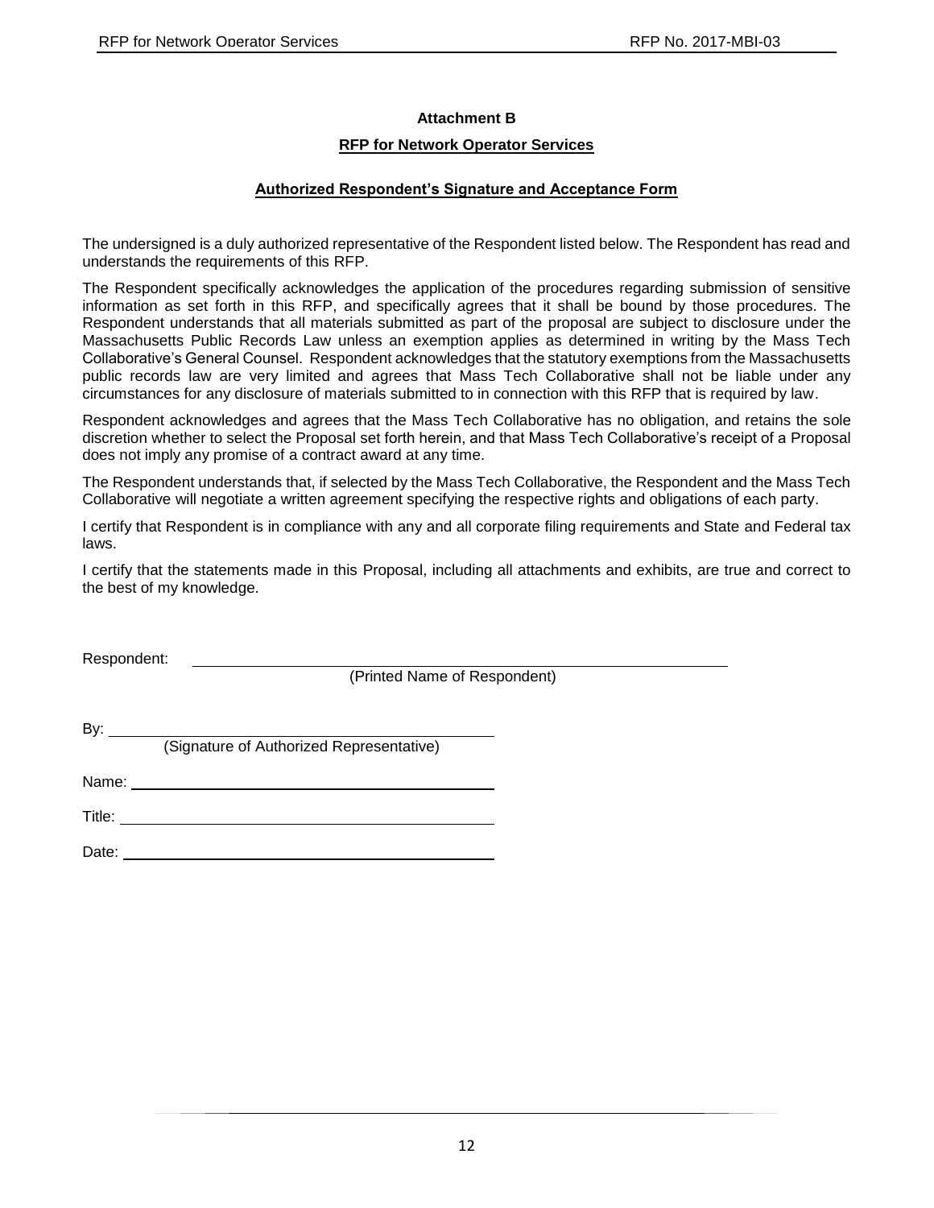## Attachment B

## RFP for Network Operator Services

### Authorized Respondent's Signature and Acceptance Form

The undersigned is a duly authorized representative of the Respondent listed below. The Respondent has read and understands the requirements of this RFP.

The Respondent specifically acknowledges the application of the procedures regarding submission of sensitive information as set forth in this RFP, and specifically agrees that it shall be bound by those procedures. The Respondent understands that all materials submitted as part of the proposal are subject to disclosure under the Massachusetts Public Records Law unless an exemption applies as determined in writing by the Mass Tech Collaborative's General Counsel. Respondent acknowledges that the statutory exemptions from the Massachusetts public records law are very limited and agrees that Mass Tech Collaborative shall not be liable under any circumstances for any disclosure of materials submitted to in connection with this RFP that is required by law.

Respondent acknowledges and agrees that the Mass Tech Collaborative has no obligation, and retains the sole discretion whether to select the Proposal set forth herein, and that Mass Tech Collaborative's receipt of a Proposal does not imply any promise of a contract award at any time.

The Respondent understands that, if selected by the Mass Tech Collaborative, the Respondent and the Mass Tech Collaborative will negotiate a written agreement specifying the respective rights and obligations of each party.

I certify that Respondent is in compliance with any and all corporate filing requirements and State and Federal tax laws.

I certify that the statements made in this Proposal, including all attachments and exhibits, are true and correct to the best of my knowledge.

Respondent: ____________________________________________
(Printed Name of Respondent)

By: ____________________________________________
(Signature of Authorized Representative)

Name: ____________________________________________

Title: ____________________________________________

Date: ____________________________________________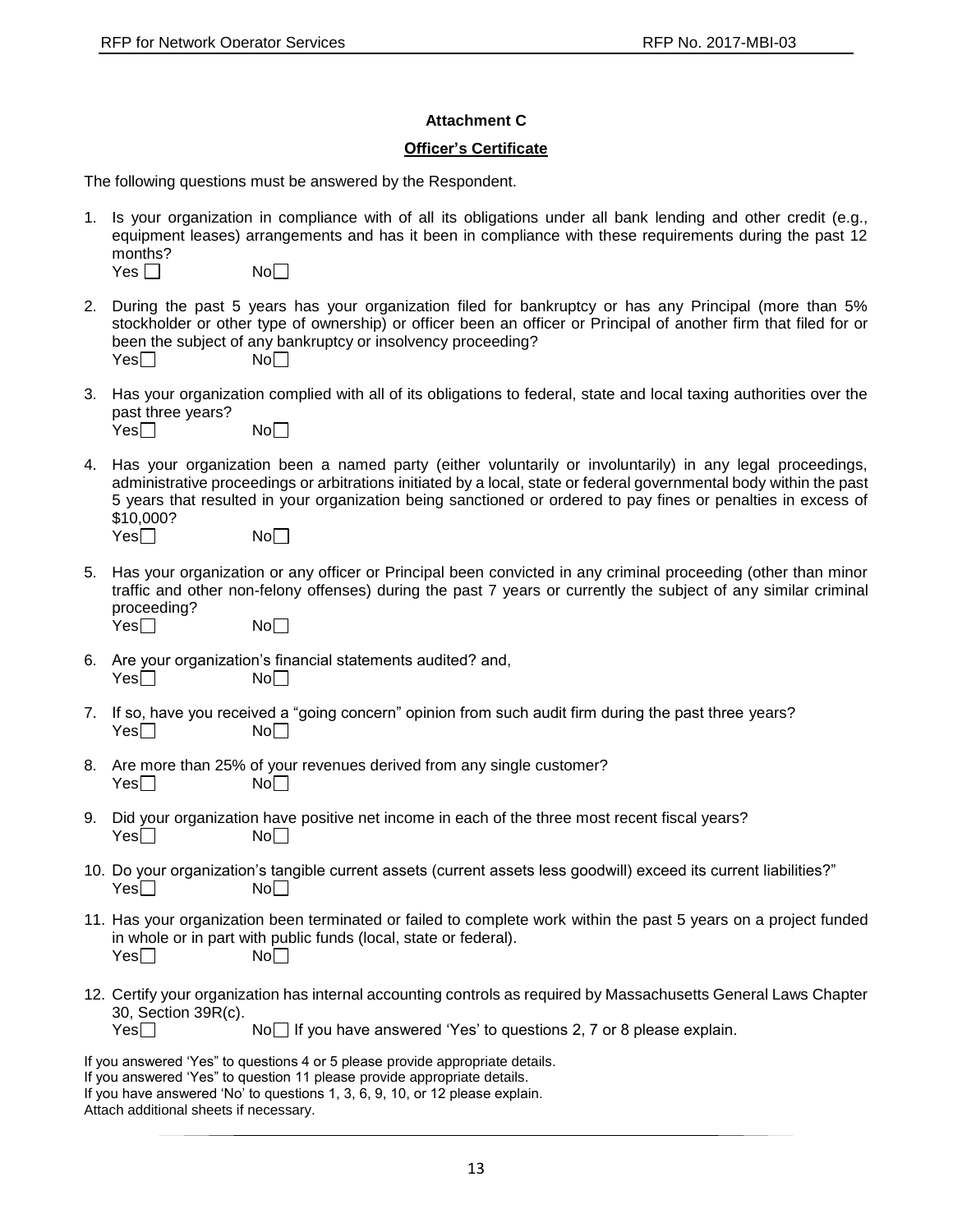**Attachment C**

**Officer's Certificate**

The following questions must be answered by the Respondent.

1. Is your organization in compliance with of all its obligations under all bank lending and other credit (e.g., equipment leases) arrangements and has it been in compliance with these requirements during the past 12 months?
   Yes ☐ No☐

2. During the past 5 years has your organization filed for bankruptcy or has any Principal (more than 5% stockholder or other type of ownership) or officer been an officer or Principal of another firm that filed for or been the subject of any bankruptcy or insolvency proceeding?
   Yes☐ No☐

3. Has your organization complied with all of its obligations to federal, state and local taxing authorities over the past three years?
   Yes☐ No☐

4. Has your organization been a named party (either voluntarily or involuntarily) in any legal proceedings, administrative proceedings or arbitrations initiated by a local, state or federal governmental body within the past 5 years that resulted in your organization being sanctioned or ordered to pay fines or penalties in excess of $10,000?
   Yes☐ No☐

5. Has your organization or any officer or Principal been convicted in any criminal proceeding (other than minor traffic and other non-felony offenses) during the past 7 years or currently the subject of any similar criminal proceeding?
   Yes☐ No☐

6. Are your organization's financial statements audited? and,
   Yes☐ No☐

7. If so, have you received a "going concern" opinion from such audit firm during the past three years?
   Yes☐ No☐

8. Are more than 25% of your revenues derived from any single customer?
   Yes☐ No☐

9. Did your organization have positive net income in each of the three most recent fiscal years?
   Yes☐ No☐

10. Do your organization's tangible current assets (current assets less goodwill) exceed its current liabilities?"
    Yes☐ No☐

11. Has your organization been terminated or failed to complete work within the past 5 years on a project funded in whole or in part with public funds (local, state or federal).
    Yes☐ No☐

12. Certify your organization has internal accounting controls as required by Massachusetts General Laws Chapter 30, Section 39R(c).
    Yes☐ No☐ If you have answered 'Yes' to questions 2, 7 or 8 please explain.

If you answered 'Yes" to questions 4 or 5 please provide appropriate details.
If you answered 'Yes" to question 11 please provide appropriate details.
If you have answered 'No' to questions 1, 3, 6, 9, 10, or 12 please explain.
Attach additional sheets if necessary.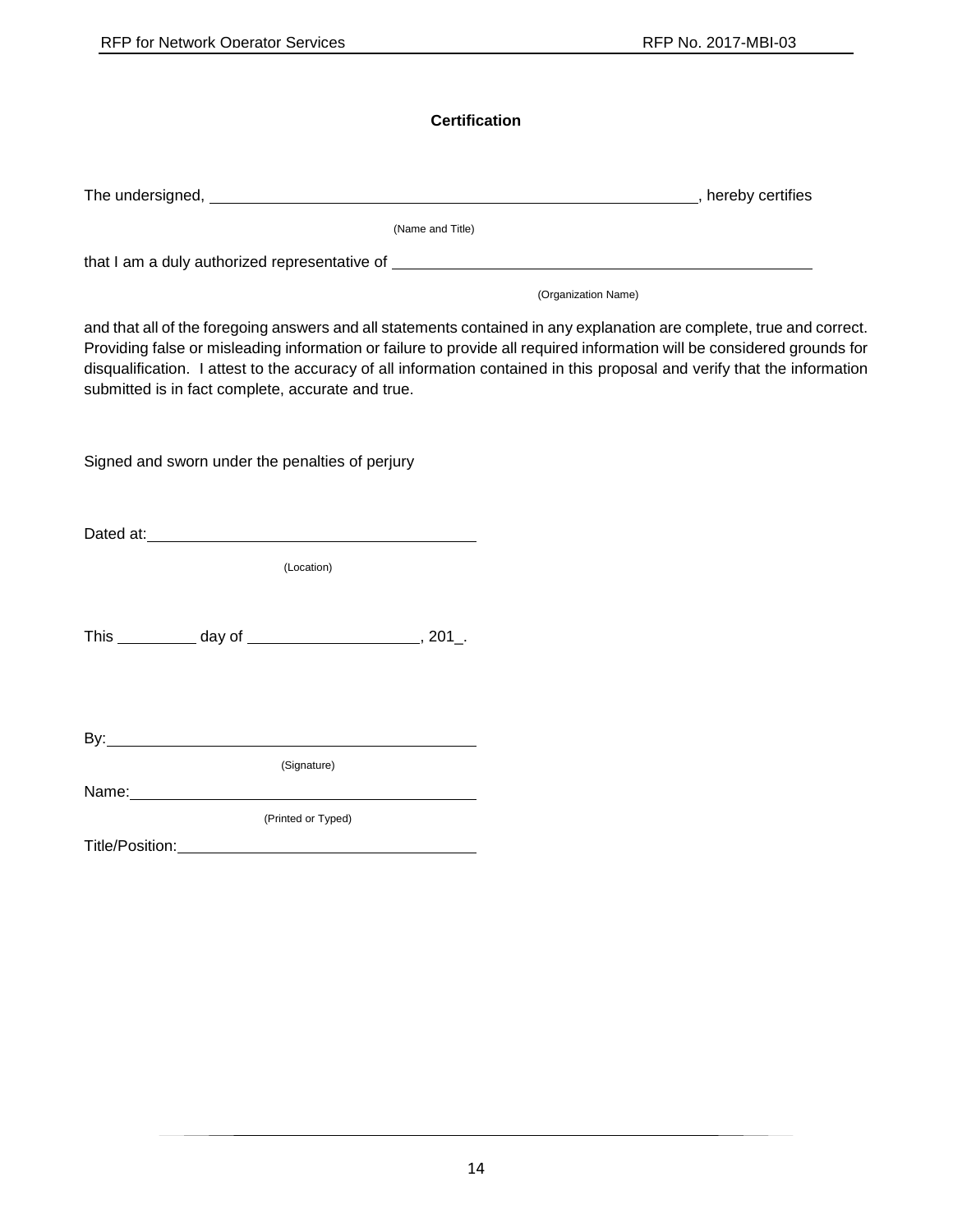**Certification**

The undersigned, \_\_\_\_\_\_\_\_\_\_\_\_\_\_\_\_\_\_\_\_\_\_\_\_\_\_\_\_\_\_\_\_\_\_\_\_\_\_\_\_\_\_\_\_\_\_\_\_\_\_\_\_\_\_\_\_\_\_, hereby certifies

(Name and Title)

that I am a duly authorized representative of \_\_\_\_\_\_\_\_\_\_\_\_\_\_\_\_\_\_\_\_\_\_\_\_\_\_\_\_\_\_\_\_\_\_\_\_\_\_\_\_\_\_\_\_\_\_\_\_

(Organization Name)

and that all of the foregoing answers and all statements contained in any explanation are complete, true and correct. Providing false or misleading information or failure to provide all required information will be considered grounds for disqualification. I attest to the accuracy of all information contained in this proposal and verify that the information submitted is in fact complete, accurate and true.

Signed and sworn under the penalties of perjury

Dated at: \_\_\_\_\_\_\_\_\_\_\_\_\_\_\_\_\_\_\_\_\_\_\_\_\_\_\_\_\_\_\_\_\_\_\_\_\_\_

(Location)

This \_\_\_\_\_\_\_\_\_\_ day of \_\_\_\_\_\_\_\_\_\_\_\_\_\_\_\_\_\_\_\_, 201_.

By: \_\_\_\_\_\_\_\_\_\_\_\_\_\_\_\_\_\_\_\_\_\_\_\_\_\_\_\_\_\_\_\_\_\_\_\_\_\_\_\_\_\_

(Signature)

Name: \_\_\_\_\_\_\_\_\_\_\_\_\_\_\_\_\_\_\_\_\_\_\_\_\_\_\_\_\_\_\_\_\_\_\_\_\_\_\_\_

(Printed or Typed)

Title/Position: \_\_\_\_\_\_\_\_\_\_\_\_\_\_\_\_\_\_\_\_\_\_\_\_\_\_\_\_\_\_\_\_\_\_